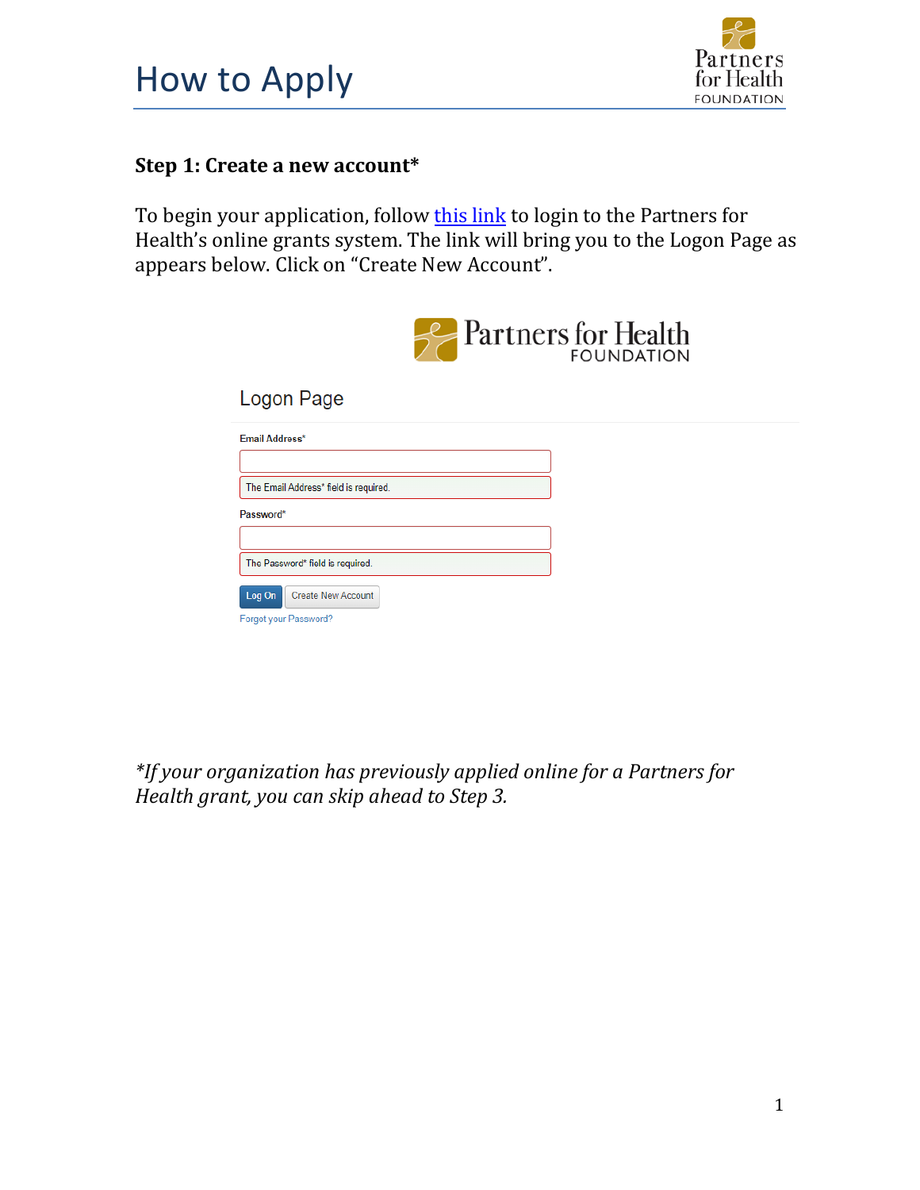# How to Apply

### Step 1: Create a new account*

To begin your application, follow this link to login to the Partners for Health's online grants system. The link will bring you to the Logon Page as appears below. Click on "Create New Account".

*\*If your organization has previously applied online for a Partners for Health grant, you can skip ahead to Step 3.*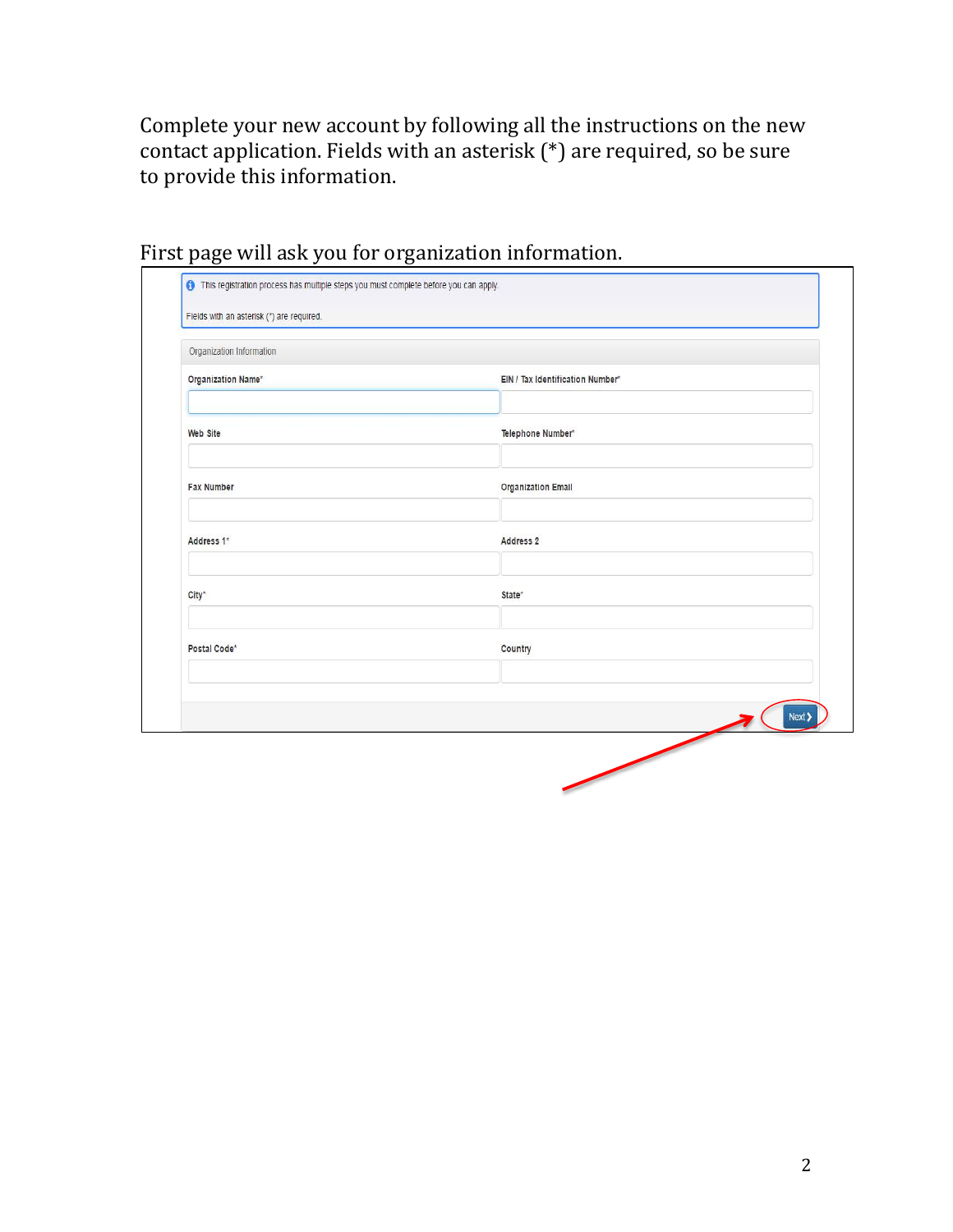Complete your new account by following all the instructions on the new contact application. Fields with an asterisk (*) are required, so be sure to provide this information.

First page will ask you for organization information.

This registration process has multiple steps you must complete before you can apply.

Fields with an asterisk (*) are required.

Organization Information

Organization Name*

EIN / Tax Identification Number*

Web Site

Telephone Number*

Fax Number

Organization Email

Address 1*

Address 2

City*

State*

Postal Code*

Country

Next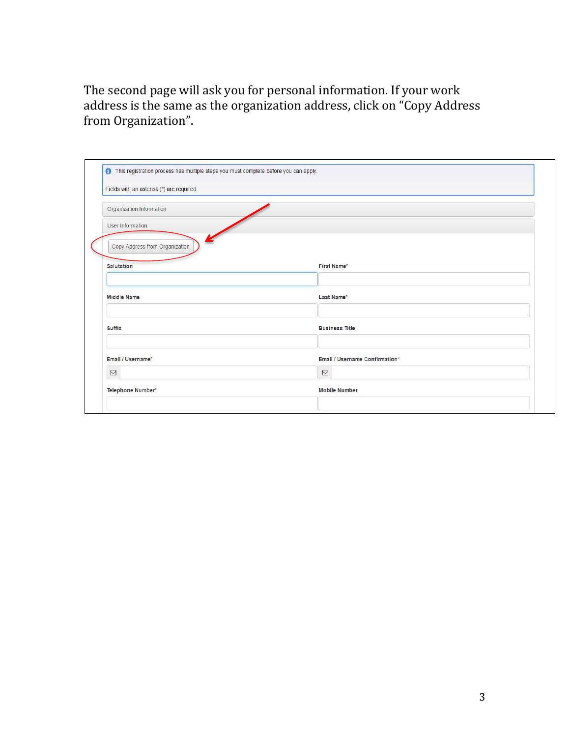The second page will ask you for personal information. If your work address is the same as the organization address, click on “Copy Address from Organization”.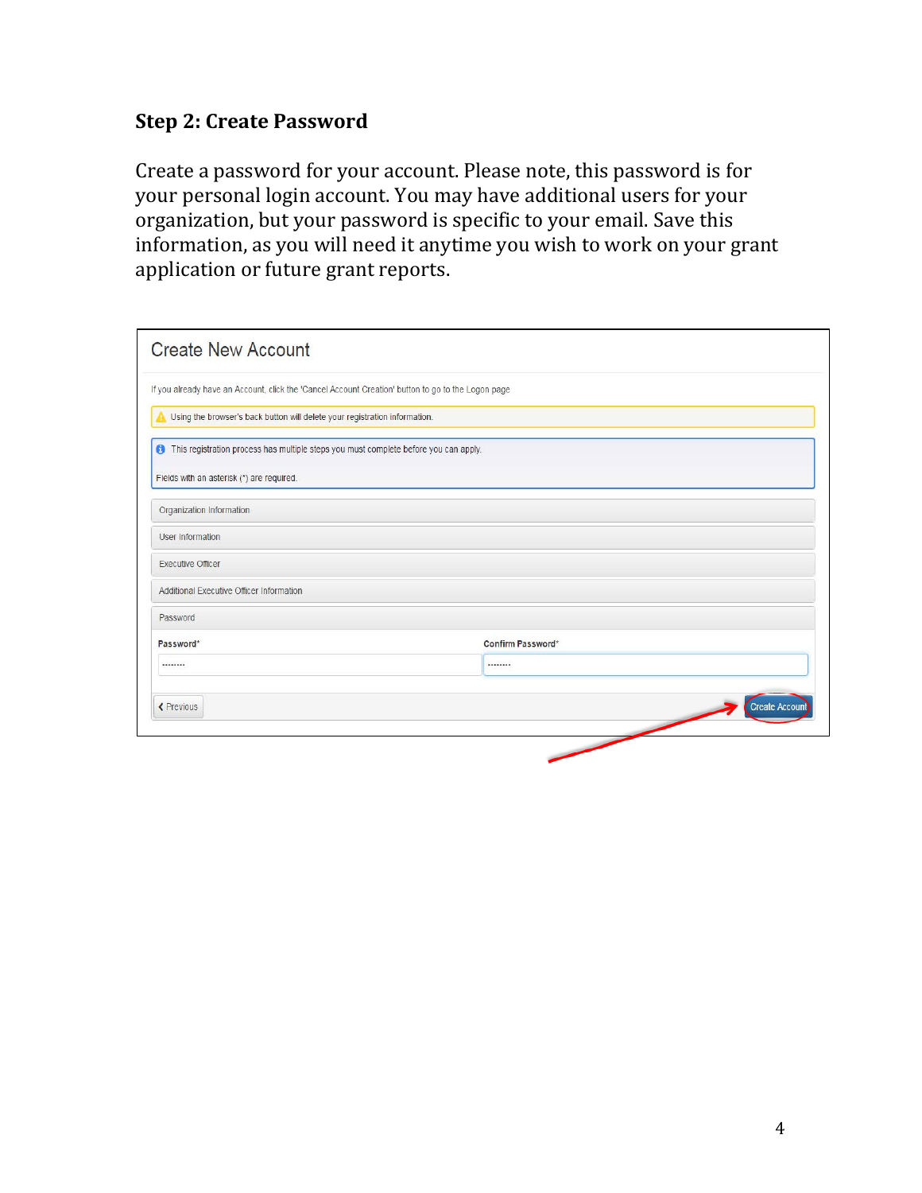## Step 2: Create Password

Create a password for your account. Please note, this password is for your personal login account. You may have additional users for your organization, but your password is specific to your email. Save this information, as you will need it anytime you wish to work on your grant application or future grant reports.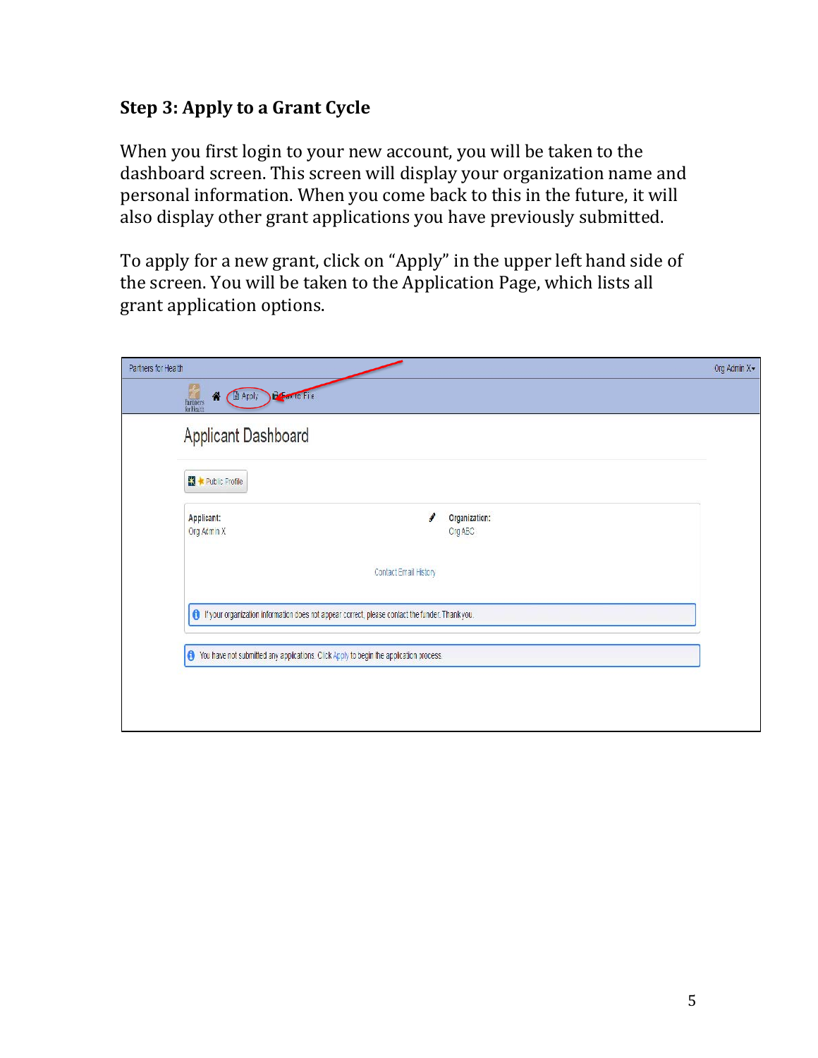### Step 3: Apply to a Grant Cycle

When you first login to your new account, you will be taken to the dashboard screen. This screen will display your organization name and personal information. When you come back to this in the future, it will also display other grant applications you have previously submitted.

To apply for a new grant, click on "Apply" in the upper left hand side of the screen. You will be taken to the Application Page, which lists all grant application options.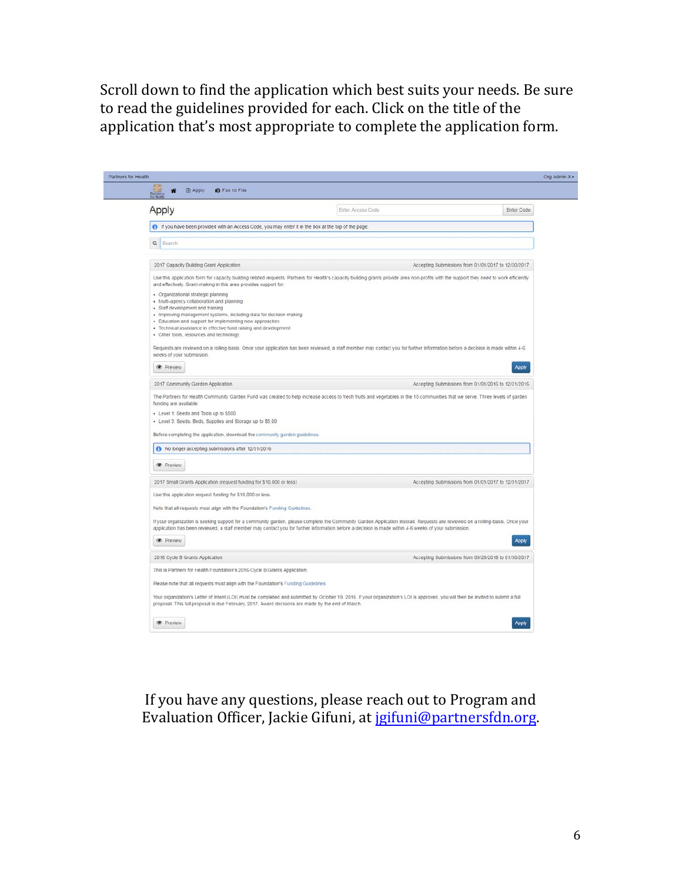Scroll down to find the application which best suits your needs. Be sure to read the guidelines provided for each. Click on the title of the application that's most appropriate to complete the application form.

Partners for Health | Org Admin X

Apply | Fax to File

## Apply

Enter Access Code | Enter Code

If you have been provided with an Access Code, you may enter it in the box at the top of the page.

Search

**2017 Capacity Building Grant Application** — Accepting Submissions from 01/01/2017 to 12/30/2017

Use this application form for capacity building related requests. Partners for Health's capacity building grants provide area non-profits with the support they need to work efficiently and effectively. Grant-making in this area provides support for:

- Organizational strategic planning
- Multi-agency collaboration and planning
- Staff development and training
- Improving management systems, including data for decision making
- Education and support for implementing new approaches
- Technical assistance in effective fund raising and development
- Other tools, resources and technology

Requests are reviewed on a rolling-basis. Once your application has been reviewed, a staff member may contact you for further information before a decision is made within 4-6 weeks of your submission.

Preview | Apply

**2017 Community Garden Application** — Accepting Submissions from 01/01/2016 to 12/31/2016

The Partners for Health Community Garden Fund was created to help increase access to fresh fruits and vegetables in the 15 communities that we serve. Three levels of garden funding are available:

- Level 1: Seeds and Tools up to $500
- Level 3: Seeds, Beds, Supplies and Storage up to $5,00

Before completing the application, download the community garden guidelines.

No longer accepting submissions after 12/31/2016

Preview

**2017 Small Grants Application (request funding for $10,000 or less)** — Accepting Submissions from 01/01/2017 to 12/31/2017

Use this application request funding for $10,000 or less.

Note that all requests must align with the Foundation's Funding Guidelines.

If your organization is seeking support for a community garden, please complete the Community Garden Application instead. Requests are reviewed on a rolling-basis. Once your application has been reviewed, a staff member may contact you for further information before a decision is made within 4-6 weeks of your submission.

Preview | Apply

**2016 Cycle B Grants Application** — Accepting Submissions from 09/29/2016 to 01/30/2017

This is Partners for Health Foundation's 2016 Cycle B Grants Application.

Please note that all requests must align with the Foundation's Funding Guidelines

Your organization's Letter of Intent (LOI) must be completed and submitted by October 19, 2016. If your organization's LOI is approved, you will then be invited to submit a full proposal. This full proposal is due February, 2017. Award decisions are made by the end of March.

Preview | Apply

If you have any questions, please reach out to Program and Evaluation Officer, Jackie Gifuni, at jgifuni@partnersfdn.org.